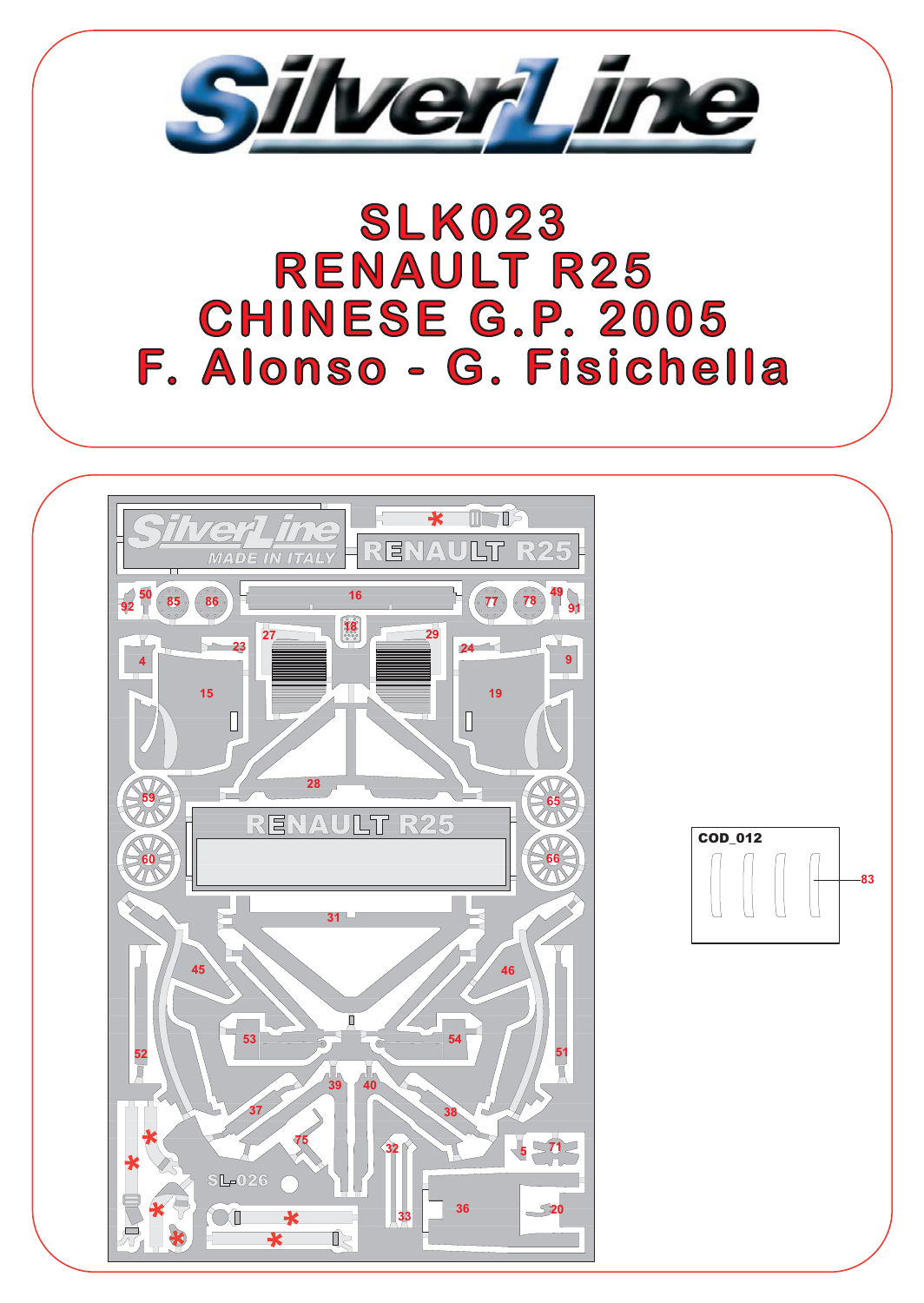# SilverLine

## SLK023
## RENAULT R25
## CHINESE G.P. 2005
## F. Alonso - G. Fisichella

SilverLine
MADE IN ITALY

RENAULT R25

92 50 85 86 16 77 78 49 91

18 27 29

4 23 15 24 19 9

59 28 65

RENAULT R25

60 66

31

45 46

52 53 54 51

39 40

37 38

75 32 5 71

SL-026

33 36 20

COD_012

83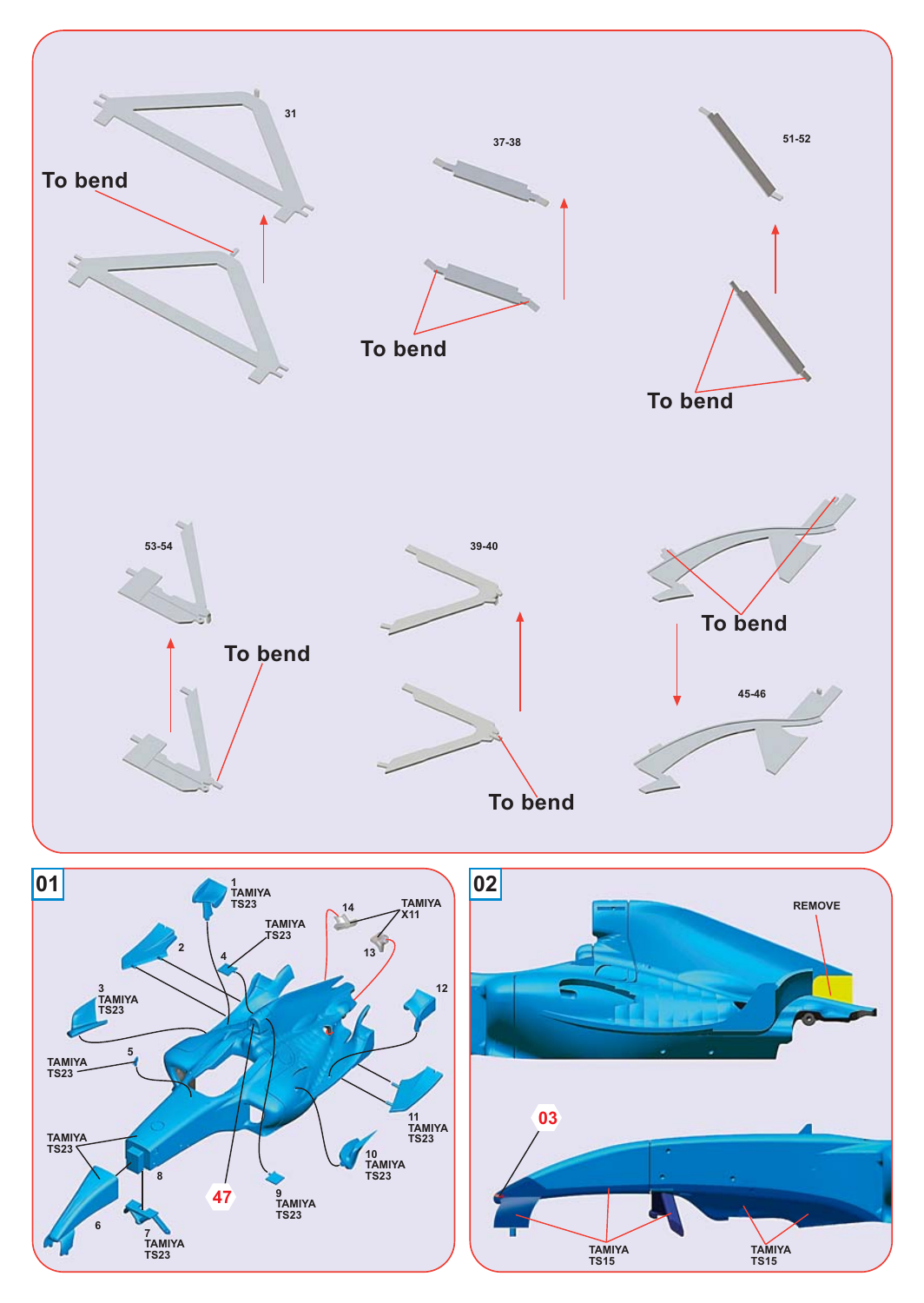31

To bend

37-38

To bend

51-52

To bend

53-54

To bend

39-40

To bend

To bend

45-46

## 01

1 TAMIYA TS23

TAMIYA TS23

14

TAMIYA X11

13

2

4

3 TAMIYA TS23

12

5

TAMIYA TS23

TAMIYA TS23

11 TAMIYA TS23

10 TAMIYA TS23

8

47

9 TAMIYA TS23

6

7 TAMIYA TS23

## 02

REMOVE

03

TAMIYA TS15

TAMIYA TS15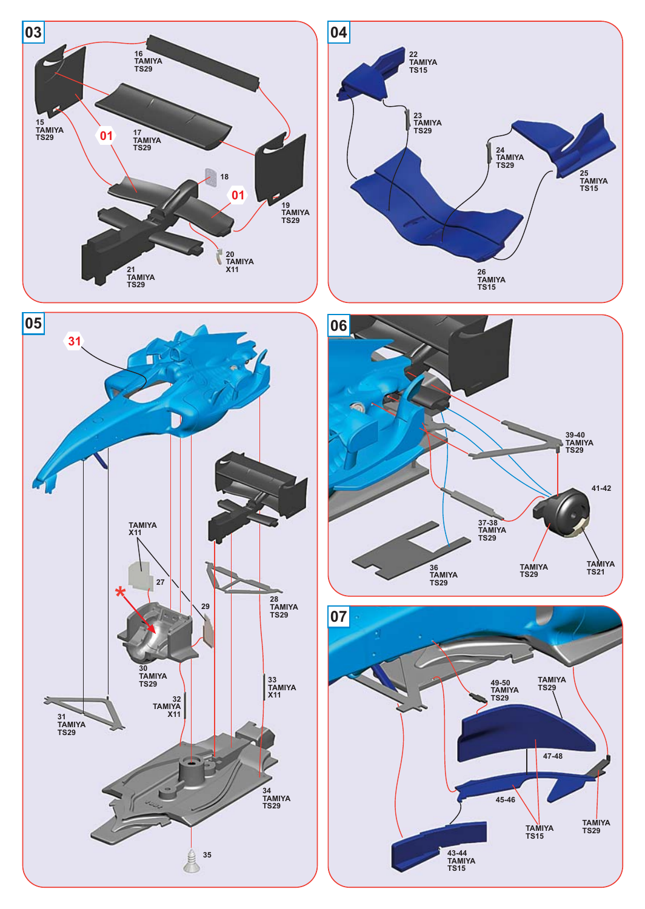## 03

16
TAMIYA
TS29

15
TAMIYA
TS29

17
TAMIYA
TS29

01

18

01

19
TAMIYA
TS29

20
TAMIYA
X11

21
TAMIYA
TS29

## 04

22
TAMIYA
TS15

23
TAMIYA
TS29

24
TAMIYA
TS29

25
TAMIYA
TS15

26
TAMIYA
TS15

## 05

31

TAMIYA
X11

27

*

29

28
TAMIYA
TS29

30
TAMIYA
TS29

33
TAMIYA
X11

32
TAMIYA
X11

31
TAMIYA
TS29

34
TAMIYA
TS29

35

## 06

39-40
TAMIYA
TS29

41-42

37-38
TAMIYA
TS29

TAMIYA
TS29

TAMIYA
TS21

36
TAMIYA
TS29

## 07

49-50
TAMIYA
TS29

TAMIYA
TS29

47-48

45-46

TAMIYA
TS15

TAMIYA
TS29

43-44
TAMIYA
TS15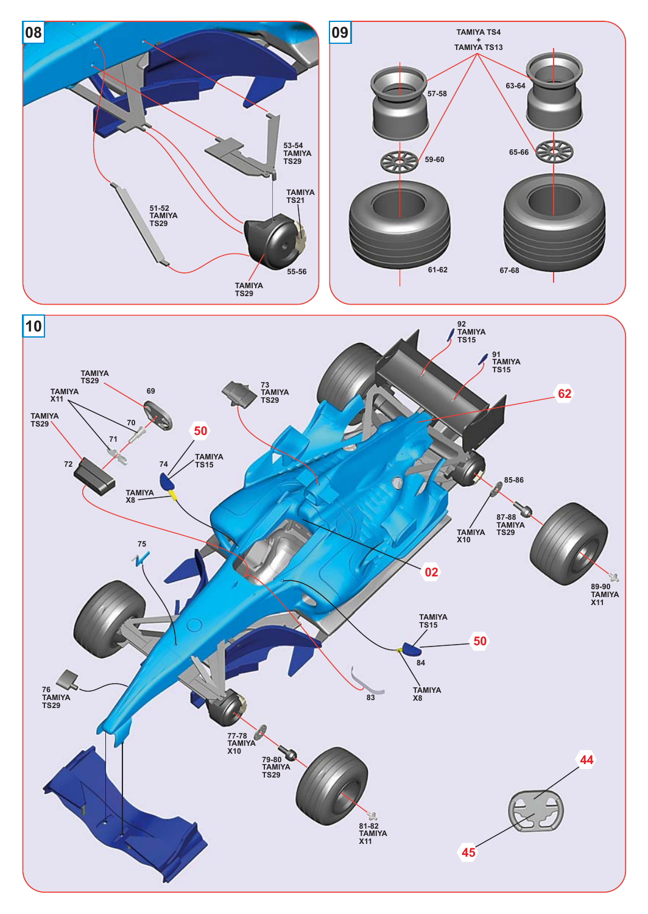## 08

53-54
TAMIYA
TS29

TAMIYA
TS21

51-52
TAMIYA
TS29

55-56

TAMIYA
TS29

## 09

TAMIYA TS4
+
TAMIYA TS13

57-58

63-64

59-60

65-66

61-62

67-68

## 10

92
TAMIYA
TS15

91
TAMIYA
TS15

TAMIYA
TS29

69

TAMIYA
X11

73
TAMIYA
TS29

62

TAMIYA
TS29

70

71

50

72

74

TAMIYA
TS15

TAMIYA
X8

85-86

87-88
TAMIYA
TS29

TAMIYA
X10

75

02

89-90
TAMIYA
X11

TAMIYA
TS15

50

84

76
TAMIYA
TS29

83

TAMIYA
X8

77-78
TAMIYA
X10

79-80
TAMIYA
TS29

44

81-82
TAMIYA
X11

45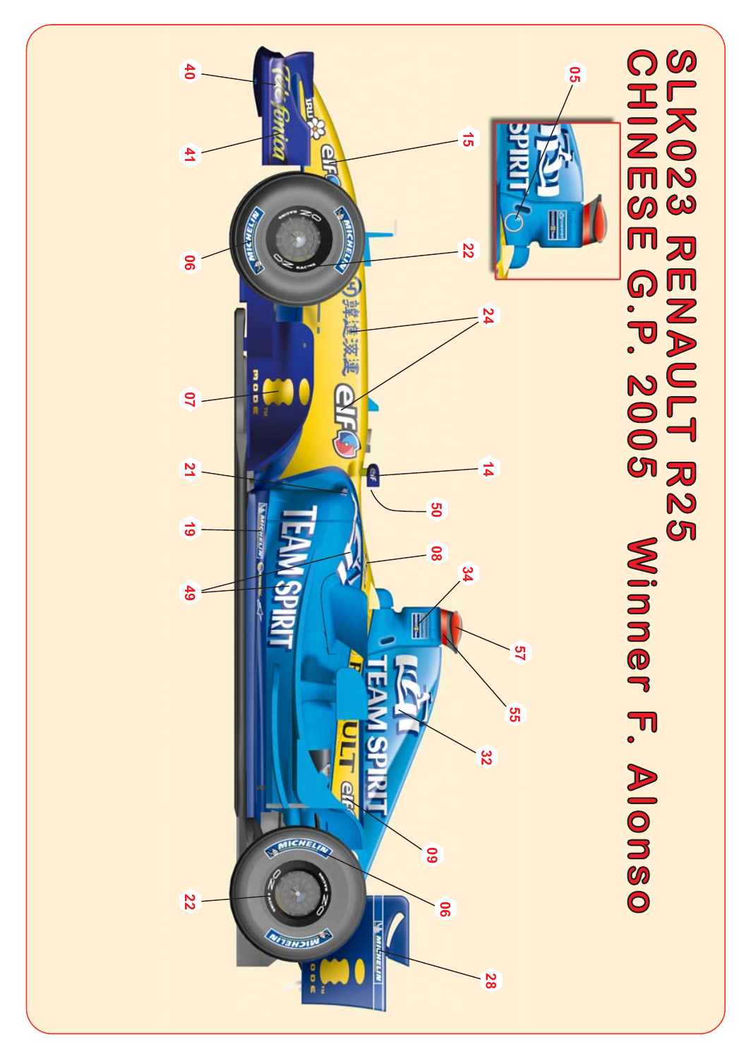# SLK023 RENAULT R25
## CHINESE G.P. 2005 Winner F. Alonso

05, 15, 22, 24, 14, 50, 08, 34, 57, 55, 32, 09, 06, 28

40, 41, 06, 07, 21, 19, 49, 22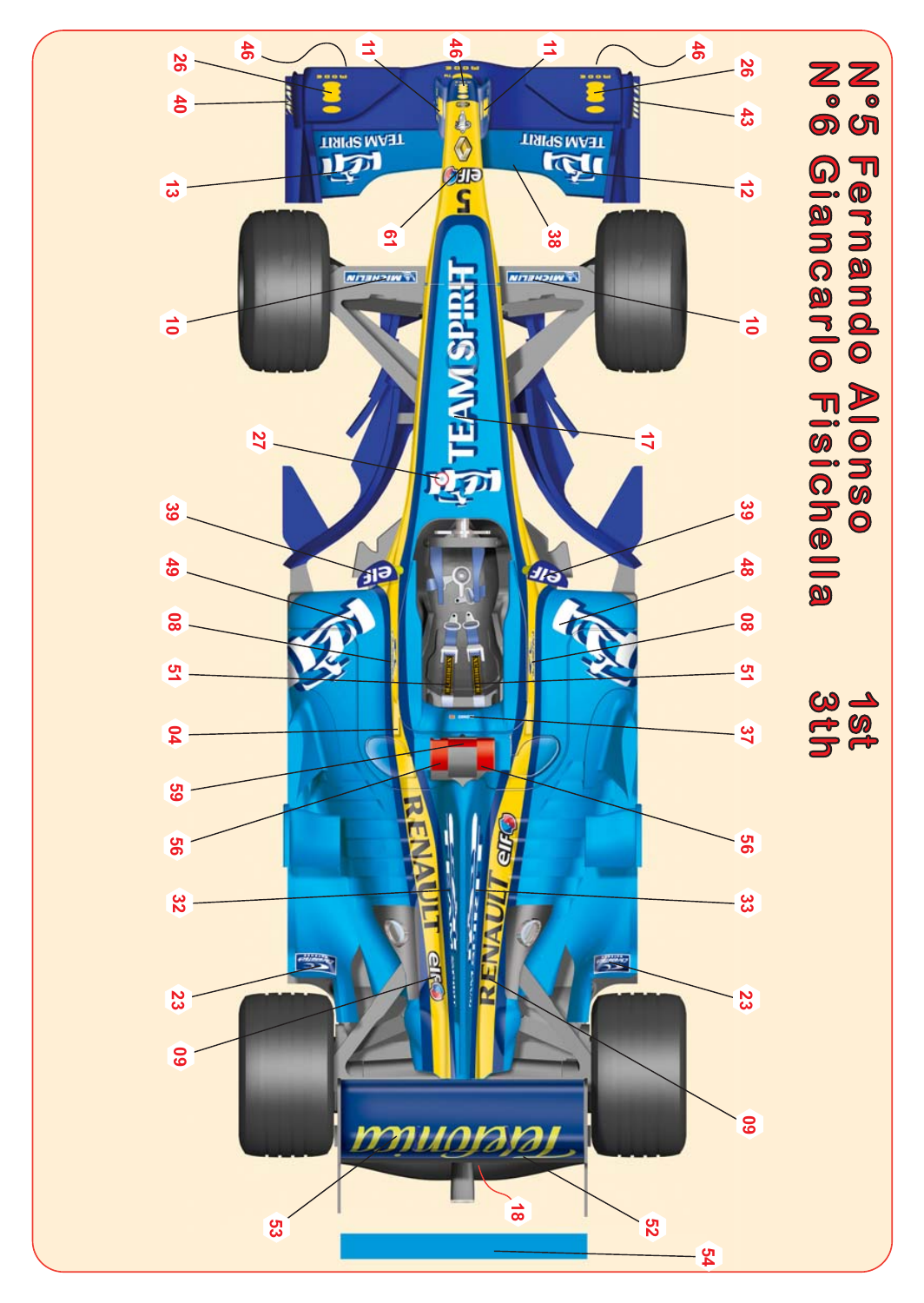# N°5 Fernando Alonso 1st
# N°6 Giancarlo Fisichella 3th

26
40
13
10
27
39
49
08
51
04
59
56
32
23
09
53
18
52
54
46
11
46
11
46
26
43
12
38
61
10
17
39
48
08
51
37
56
33
23
09